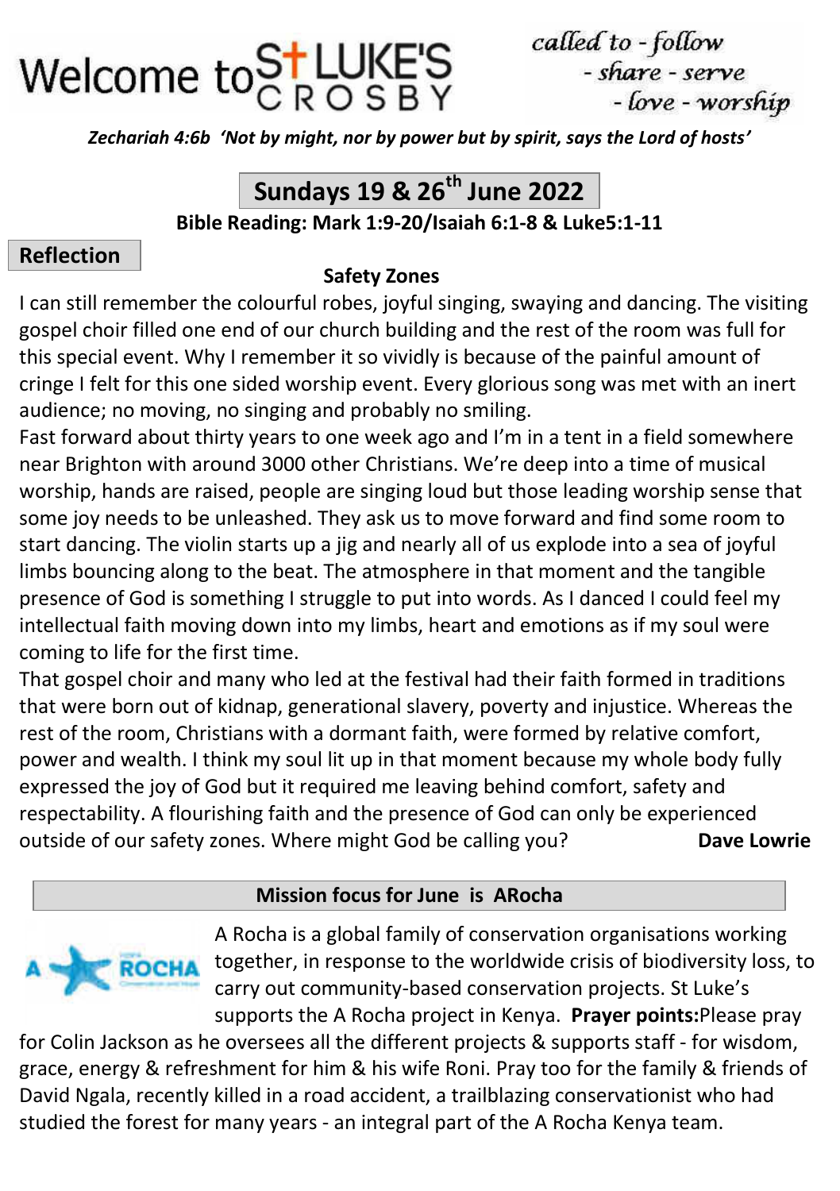# Welcome to St LUKE'S CROSBY

*called to - follow - share - serve - love - worship*

***Zechariah 4:6b 'Not by might, nor by power but by spirit, says the Lord of hosts'***

## Sundays 19 & 26th June 2022

**Bible Reading: Mark 1:9-20/Isaiah 6:1-8 & Luke5:1-11**

## Reflection

### Safety Zones

I can still remember the colourful robes, joyful singing, swaying and dancing. The visiting gospel choir filled one end of our church building and the rest of the room was full for this special event. Why I remember it so vividly is because of the painful amount of cringe I felt for this one sided worship event. Every glorious song was met with an inert audience; no moving, no singing and probably no smiling.

Fast forward about thirty years to one week ago and I'm in a tent in a field somewhere near Brighton with around 3000 other Christians. We're deep into a time of musical worship, hands are raised, people are singing loud but those leading worship sense that some joy needs to be unleashed. They ask us to move forward and find some room to start dancing. The violin starts up a jig and nearly all of us explode into a sea of joyful limbs bouncing along to the beat. The atmosphere in that moment and the tangible presence of God is something I struggle to put into words. As I danced I could feel my intellectual faith moving down into my limbs, heart and emotions as if my soul were coming to life for the first time.

That gospel choir and many who led at the festival had their faith formed in traditions that were born out of kidnap, generational slavery, poverty and injustice. Whereas the rest of the room, Christians with a dormant faith, were formed by relative comfort, power and wealth. I think my soul lit up in that moment because my whole body fully expressed the joy of God but it required me leaving behind comfort, safety and respectability. A flourishing faith and the presence of God can only be experienced outside of our safety zones. Where might God be calling you? **Dave Lowrie**

## Mission focus for June is ARocha

A Rocha is a global family of conservation organisations working together, in response to the worldwide crisis of biodiversity loss, to carry out community-based conservation projects. St Luke's supports the A Rocha project in Kenya. **Prayer points:**Please pray for Colin Jackson as he oversees all the different projects & supports staff - for wisdom, grace, energy & refreshment for him & his wife Roni. Pray too for the family & friends of David Ngala, recently killed in a road accident, a trailblazing conservationist who had studied the forest for many years - an integral part of the A Rocha Kenya team.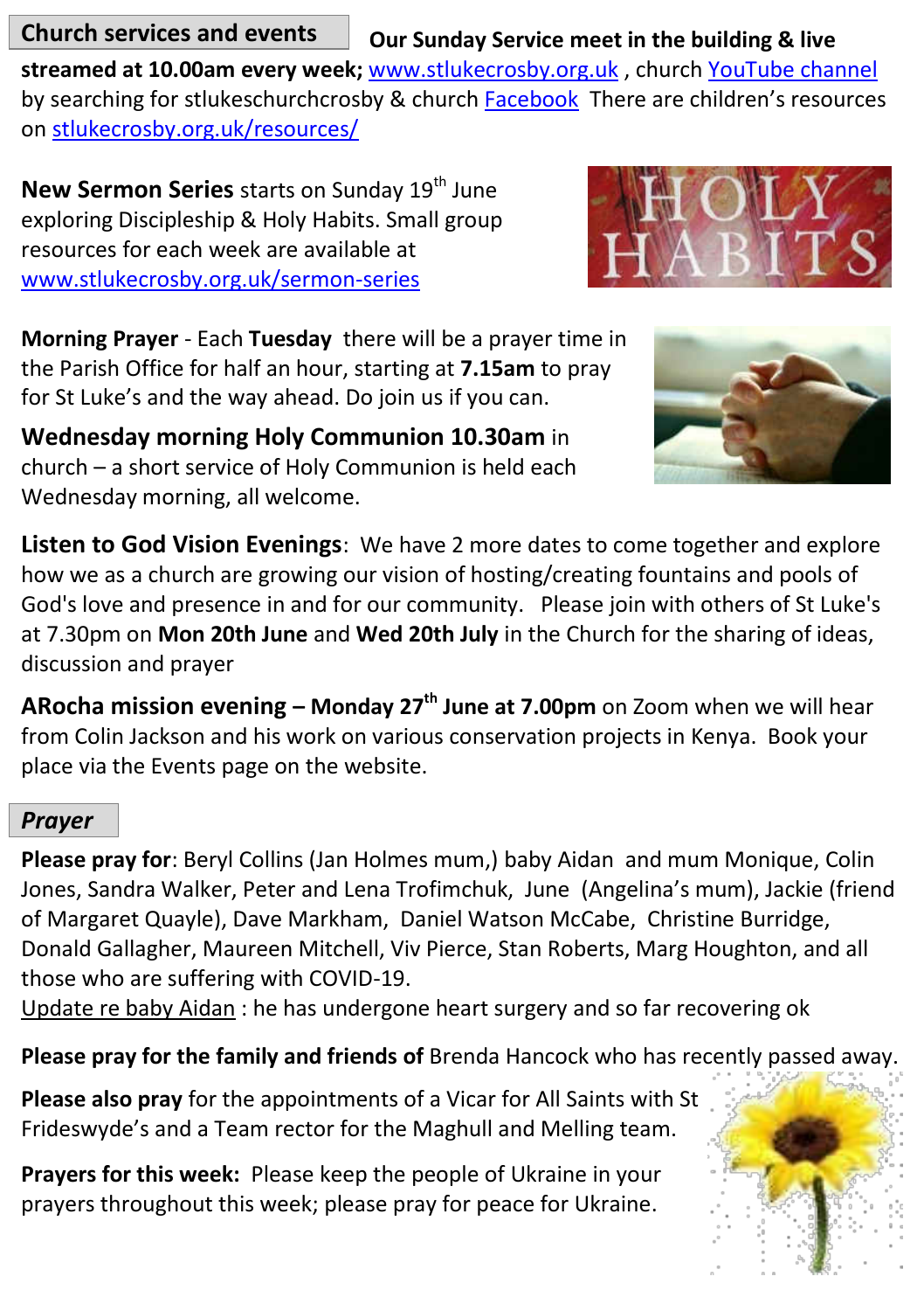## Church services and events

**Our Sunday Service meet in the building & live streamed at 10.00am every week;** www.stlukecrosby.org.uk , church YouTube channel by searching for stlukeschurchcrosby & church Facebook There are children's resources on stlukecrosby.org.uk/resources/

**New Sermon Series** starts on Sunday 19th June exploring Discipleship & Holy Habits. Small group resources for each week are available at www.stlukecrosby.org.uk/sermon-series

**Morning Prayer** - Each **Tuesday** there will be a prayer time in the Parish Office for half an hour, starting at **7.15am** to pray for St Luke's and the way ahead. Do join us if you can.

**Wednesday morning Holy Communion 10.30am** in church – a short service of Holy Communion is held each Wednesday morning, all welcome.

**Listen to God Vision Evenings**: We have 2 more dates to come together and explore how we as a church are growing our vision of hosting/creating fountains and pools of God's love and presence in and for our community. Please join with others of St Luke's at 7.30pm on **Mon 20th June** and **Wed 20th July** in the Church for the sharing of ideas, discussion and prayer

**ARocha mission evening – Monday 27th June at 7.00pm** on Zoom when we will hear from Colin Jackson and his work on various conservation projects in Kenya. Book your place via the Events page on the website.

## *Prayer*

**Please pray for**: Beryl Collins (Jan Holmes mum,) baby Aidan and mum Monique, Colin Jones, Sandra Walker, Peter and Lena Trofimchuk, June (Angelina's mum), Jackie (friend of Margaret Quayle), Dave Markham, Daniel Watson McCabe, Christine Burridge, Donald Gallagher, Maureen Mitchell, Viv Pierce, Stan Roberts, Marg Houghton, and all those who are suffering with COVID-19.

Update re baby Aidan : he has undergone heart surgery and so far recovering ok

**Please pray for the family and friends of** Brenda Hancock who has recently passed away.

**Please also pray** for the appointments of a Vicar for All Saints with St Frideswyde's and a Team rector for the Maghull and Melling team.

**Prayers for this week:** Please keep the people of Ukraine in your prayers throughout this week; please pray for peace for Ukraine.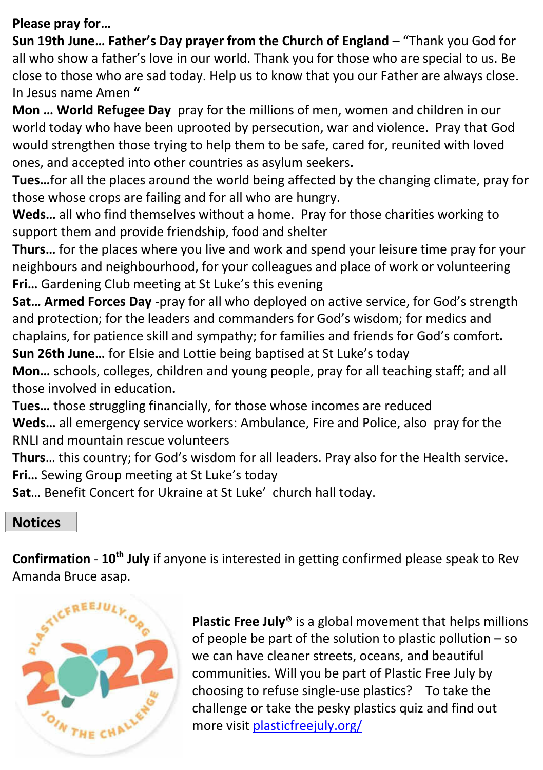**Please pray for…**

**Sun 19th June… Father's Day prayer from the Church of England** – "Thank you God for all who show a father's love in our world. Thank you for those who are special to us. Be close to those who are sad today. Help us to know that you our Father are always close. In Jesus name Amen **"**

**Mon … World Refugee Day** pray for the millions of men, women and children in our world today who have been uprooted by persecution, war and violence. Pray that God would strengthen those trying to help them to be safe, cared for, reunited with loved ones, and accepted into other countries as asylum seekers**.**

**Tues…**for all the places around the world being affected by the changing climate, pray for those whose crops are failing and for all who are hungry.

**Weds…** all who find themselves without a home. Pray for those charities working to support them and provide friendship, food and shelter

**Thurs…** for the places where you live and work and spend your leisure time pray for your neighbours and neighbourhood, for your colleagues and place of work or volunteering

**Fri…** Gardening Club meeting at St Luke's this evening

**Sat… Armed Forces Day** -pray for all who deployed on active service, for God's strength and protection; for the leaders and commanders for God's wisdom; for medics and chaplains, for patience skill and sympathy; for families and friends for God's comfort**.**

**Sun 26th June…** for Elsie and Lottie being baptised at St Luke's today

**Mon…** schools, colleges, children and young people, pray for all teaching staff; and all those involved in education**.**

**Tues…** those struggling financially, for those whose incomes are reduced

**Weds…** all emergency service workers: Ambulance, Fire and Police, also pray for the RNLI and mountain rescue volunteers

**Thurs**… this country; for God's wisdom for all leaders. Pray also for the Health service**.**

**Fri…** Sewing Group meeting at St Luke's today

**Sat**… Benefit Concert for Ukraine at St Luke' church hall today.

## Notices

**Confirmation** - **10th July** if anyone is interested in getting confirmed please speak to Rev Amanda Bruce asap.

**Plastic Free July®** is a global movement that helps millions of people be part of the solution to plastic pollution – so we can have cleaner streets, oceans, and beautiful communities. Will you be part of Plastic Free July by choosing to refuse single-use plastics? To take the challenge or take the pesky plastics quiz and find out more visit [plasticfreejuly.org/](plasticfreejuly.org/)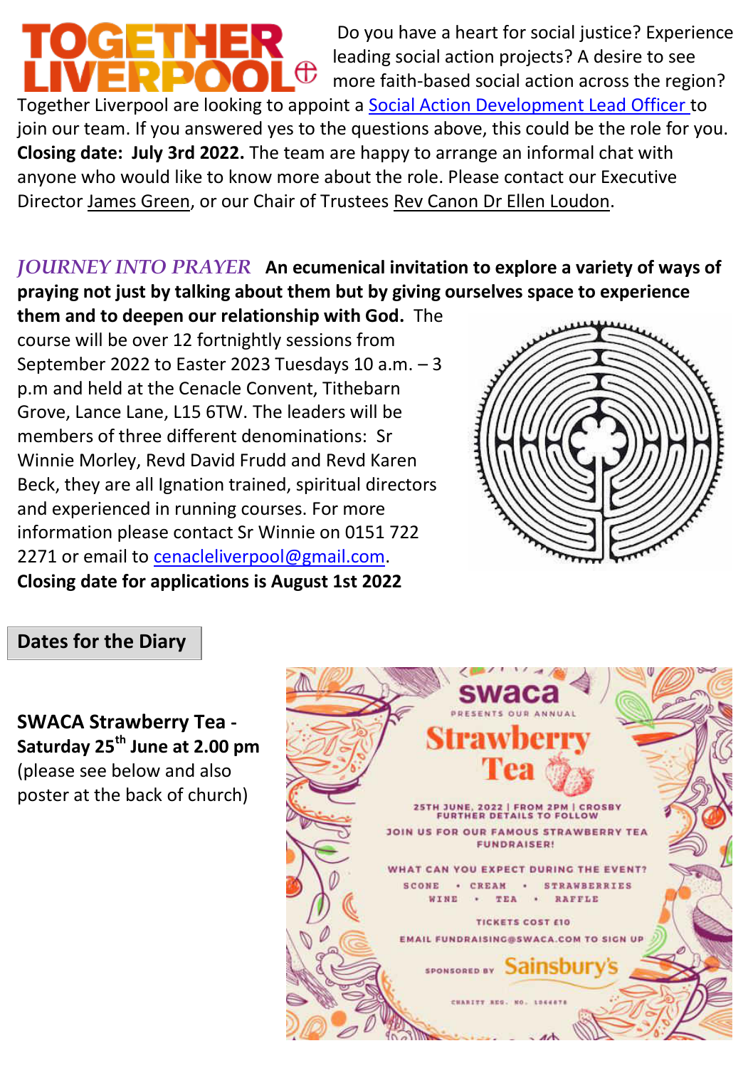**TOGETHER LIVERPOOL**

Do you have a heart for social justice? Experience leading social action projects? A desire to see more faith-based social action across the region? Together Liverpool are looking to appoint a Social Action Development Lead Officer to join our team. If you answered yes to the questions above, this could be the role for you. **Closing date: July 3rd 2022.** The team are happy to arrange an informal chat with anyone who would like to know more about the role. Please contact our Executive Director James Green, or our Chair of Trustees Rev Canon Dr Ellen Loudon.

*JOURNEY INTO PRAYER* **An ecumenical invitation to explore a variety of ways of praying not just by talking about them but by giving ourselves space to experience them and to deepen our relationship with God.** The course will be over 12 fortnightly sessions from September 2022 to Easter 2023 Tuesdays 10 a.m. – 3 p.m and held at the Cenacle Convent, Tithebarn Grove, Lance Lane, L15 6TW. The leaders will be members of three different denominations: Sr Winnie Morley, Revd David Frudd and Revd Karen Beck, they are all Ignation trained, spiritual directors and experienced in running courses. For more information please contact Sr Winnie on 0151 722 2271 or email to cenacleliverpool@gmail.com.

**Closing date for applications is August 1st 2022**

## Dates for the Diary

**SWACA Strawberry Tea - Saturday 25th June at 2.00 pm** (please see below and also poster at the back of church)

swaca

PRESENTS OUR ANNUAL

Strawberry Tea

25TH JUNE, 2022 | FROM 2PM | CROSBY
FURTHER DETAILS TO FOLLOW

JOIN US FOR OUR FAMOUS STRAWBERRY TEA FUNDRAISER!

WHAT CAN YOU EXPECT DURING THE EVENT?

SCONE • CREAM • STRAWBERRIES
WINE • TEA • RAFFLE

TICKETS COST £10

EMAIL FUNDRAISING@SWACA.COM TO SIGN UP

SPONSORED BY Sainsbury's

CHARITY REG. NO. 1066878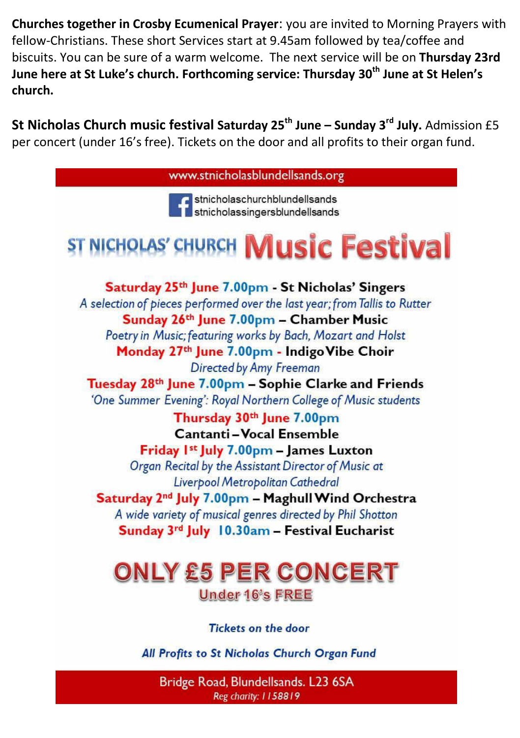**Churches together in Crosby Ecumenical Prayer**: you are invited to Morning Prayers with fellow-Christians. These short Services start at 9.45am followed by tea/coffee and biscuits. You can be sure of a warm welcome. The next service will be on **Thursday 23rd June here at St Luke's church. Forthcoming service: Thursday 30th June at St Helen's church.**

**St Nicholas Church music festival Saturday 25th June – Sunday 3rd July.** Admission £5 per concert (under 16's free). Tickets on the door and all profits to their organ fund.

www.stnicholasblundellsands.org

stnicholaschurchblundellsands
stnicholassingersblundellsands

# ST NICHOLAS' CHURCH Music Festival

**Saturday 25th June 7.00pm - St Nicholas' Singers**
*A selection of pieces performed over the last year; from Tallis to Rutter*

**Sunday 26th June 7.00pm – Chamber Music**
*Poetry in Music; featuring works by Bach, Mozart and Holst*

**Monday 27th June 7.00pm - Indigo Vibe Choir**
*Directed by Amy Freeman*

**Tuesday 28th June 7.00pm – Sophie Clarke and Friends**
*'One Summer Evening': Royal Northern College of Music students*

**Thursday 30th June 7.00pm**
**Cantanti – Vocal Ensemble**

**Friday 1st July 7.00pm – James Luxton**
*Organ Recital by the Assistant Director of Music at Liverpool Metropolitan Cathedral*

**Saturday 2nd July 7.00pm – Maghull Wind Orchestra**
*A wide variety of musical genres directed by Phil Shotton*

**Sunday 3rd July 10.30am – Festival Eucharist**

## ONLY £5 PER CONCERT

**Under 16's FREE**

***Tickets on the door***

***All Profits to St Nicholas Church Organ Fund***

Bridge Road, Blundellsands. L23 6SA
*Reg charity: 1158819*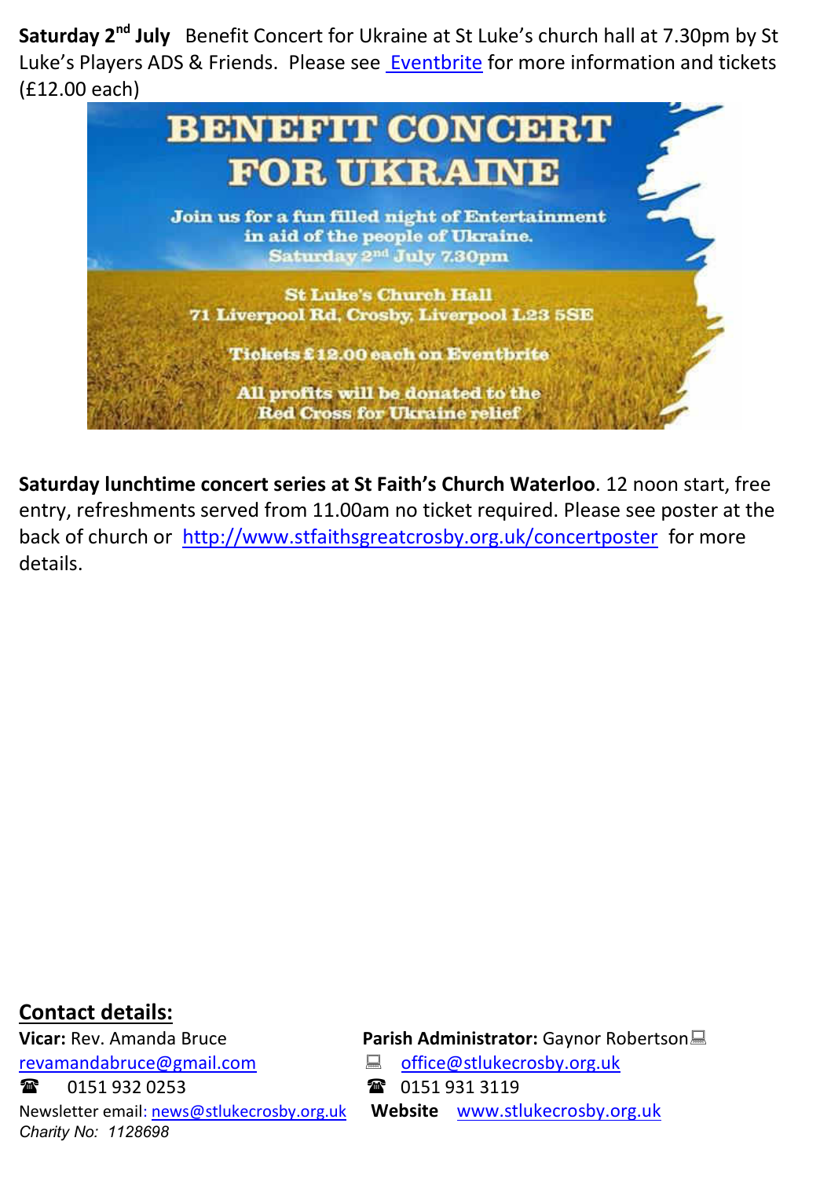**Saturday 2nd July** Benefit Concert for Ukraine at St Luke's church hall at 7.30pm by St Luke's Players ADS & Friends. Please see Eventbrite for more information and tickets (£12.00 each)

BENEFIT CONCERT FOR UKRAINE

Join us for a fun filled night of Entertainment in aid of the people of Ukraine.
Saturday 2nd July 7.30pm

St Luke's Church Hall
71 Liverpool Rd, Crosby, Liverpool L23 5SE

Tickets £12.00 each on Eventbrite

All profits will be donated to the Red Cross for Ukraine relief

**Saturday lunchtime concert series at St Faith's Church Waterloo**. 12 noon start, free entry, refreshments served from 11.00am no ticket required. Please see poster at the back of church or http://www.stfaithsgreatcrosby.org.uk/concertposter for more details.

## Contact details:

**Vicar:** Rev. Amanda Bruce
revamandabruce@gmail.com
☎ 0151 932 0253

**Parish Administrator:** Gaynor Robertson
office@stlukecrosby.org.uk
☎ 0151 931 3119

Newsletter email: news@stlukecrosby.org.uk

**Website** www.stlukecrosby.org.uk

*Charity No: 1128698*